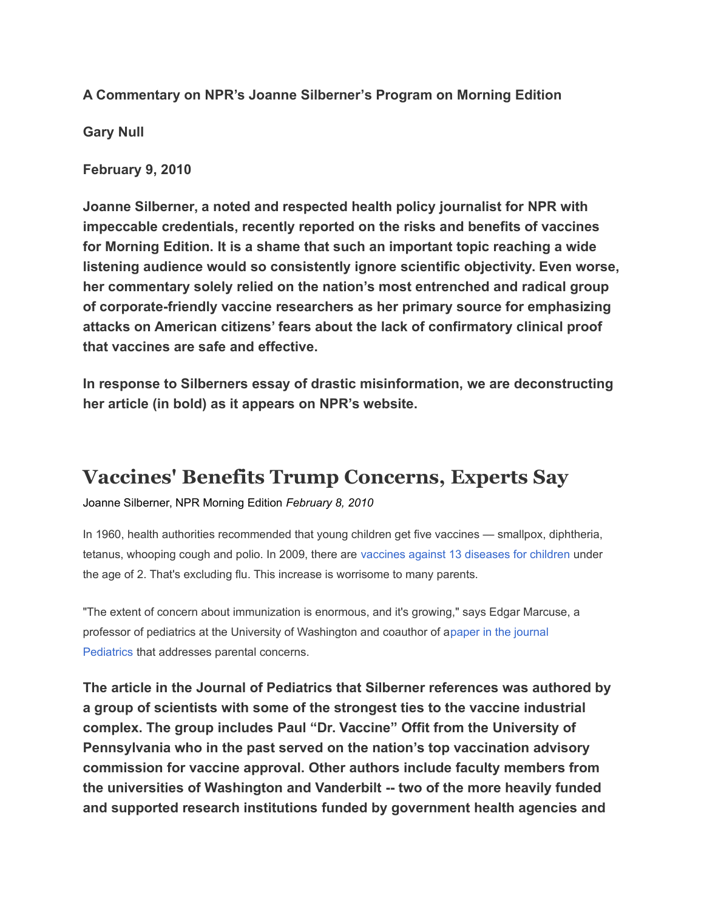**A Commentary on NPR's Joanne Silberner's Program on Morning Edition**

**Gary Null**

**February 9, 2010**

**Joanne Silberner, a noted and respected health policy journalist for NPR with impeccable credentials, recently reported on the risks and benefits of vaccines for Morning Edition. It is a shame that such an important topic reaching a wide listening audience would so consistently ignore scientific objectivity. Even worse, her commentary solely relied on the nation's most entrenched and radical group of corporate-friendly vaccine researchers as her primary source for emphasizing attacks on American citizens' fears about the lack of confirmatory clinical proof that vaccines are safe and effective.**

**In response to Silberners essay of drastic misinformation, we are deconstructing her article (in bold) as it appears on NPR's website.**

# Vaccines' Benefits Trump Concerns, Experts Say

Joanne Silberner, NPR Morning Edition *February 8, 2010*

In 1960, health authorities recommended that young children get five vaccines — smallpox, diphtheria, tetanus, whooping cough and polio. In 2009, there are vaccines against 13 diseases for children under the age of 2. That's excluding flu. This increase is worrisome to many parents.

"The extent of concern about immunization is enormous, and it's growing," says Edgar Marcuse, a professor of pediatrics at the University of Washington and coauthor of apaper in the journal Pediatrics that addresses parental concerns.

**The article in the Journal of Pediatrics that Silberner references was authored by a group of scientists with some of the strongest ties to the vaccine industrial complex. The group includes Paul "Dr. Vaccine" Offit from the University of Pennsylvania who in the past served on the nation's top vaccination advisory commission for vaccine approval. Other authors include faculty members from the universities of Washington and Vanderbilt -- two of the more heavily funded and supported research institutions funded by government health agencies and**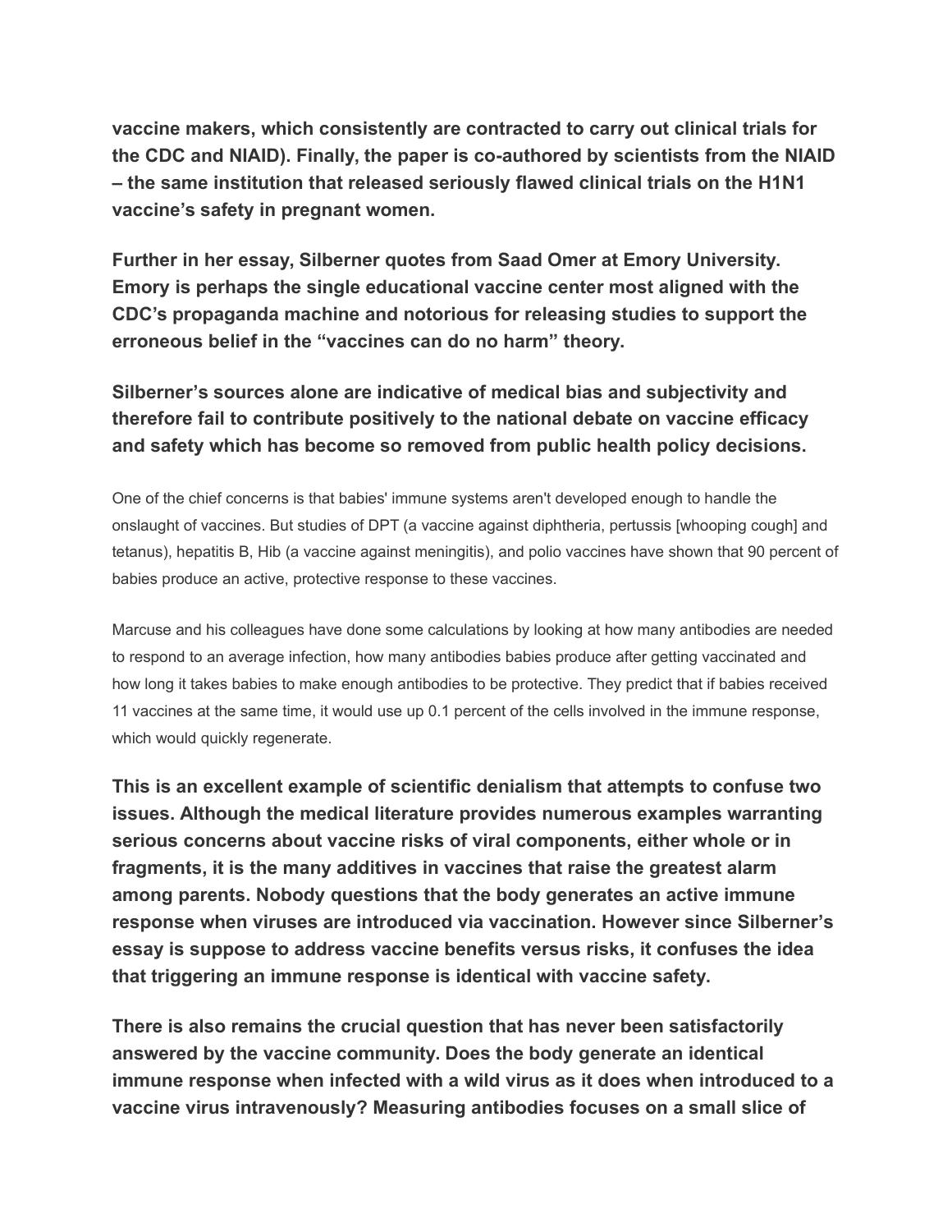**vaccine makers, which consistently are contracted to carry out clinical trials for the CDC and NIAID). Finally, the paper is co-authored by scientists from the NIAID – the same institution that released seriously flawed clinical trials on the H1N1 vaccine's safety in pregnant women.**

**Further in her essay, Silberner quotes from Saad Omer at Emory University. Emory is perhaps the single educational vaccine center most aligned with the CDC's propaganda machine and notorious for releasing studies to support the erroneous belief in the "vaccines can do no harm" theory.**

**Silberner's sources alone are indicative of medical bias and subjectivity and therefore fail to contribute positively to the national debate on vaccine efficacy and safety which has become so removed from public health policy decisions.**

One of the chief concerns is that babies' immune systems aren't developed enough to handle the onslaught of vaccines. But studies of DPT (a vaccine against diphtheria, pertussis [whooping cough] and tetanus), hepatitis B, Hib (a vaccine against meningitis), and polio vaccines have shown that 90 percent of babies produce an active, protective response to these vaccines.

Marcuse and his colleagues have done some calculations by looking at how many antibodies are needed to respond to an average infection, how many antibodies babies produce after getting vaccinated and how long it takes babies to make enough antibodies to be protective. They predict that if babies received 11 vaccines at the same time, it would use up 0.1 percent of the cells involved in the immune response, which would quickly regenerate.

**This is an excellent example of scientific denialism that attempts to confuse two issues. Although the medical literature provides numerous examples warranting serious concerns about vaccine risks of viral components, either whole or in fragments, it is the many additives in vaccines that raise the greatest alarm among parents. Nobody questions that the body generates an active immune response when viruses are introduced via vaccination. However since Silberner's essay is suppose to address vaccine benefits versus risks, it confuses the idea that triggering an immune response is identical with vaccine safety.**

**There is also remains the crucial question that has never been satisfactorily answered by the vaccine community. Does the body generate an identical immune response when infected with a wild virus as it does when introduced to a vaccine virus intravenously? Measuring antibodies focuses on a small slice of**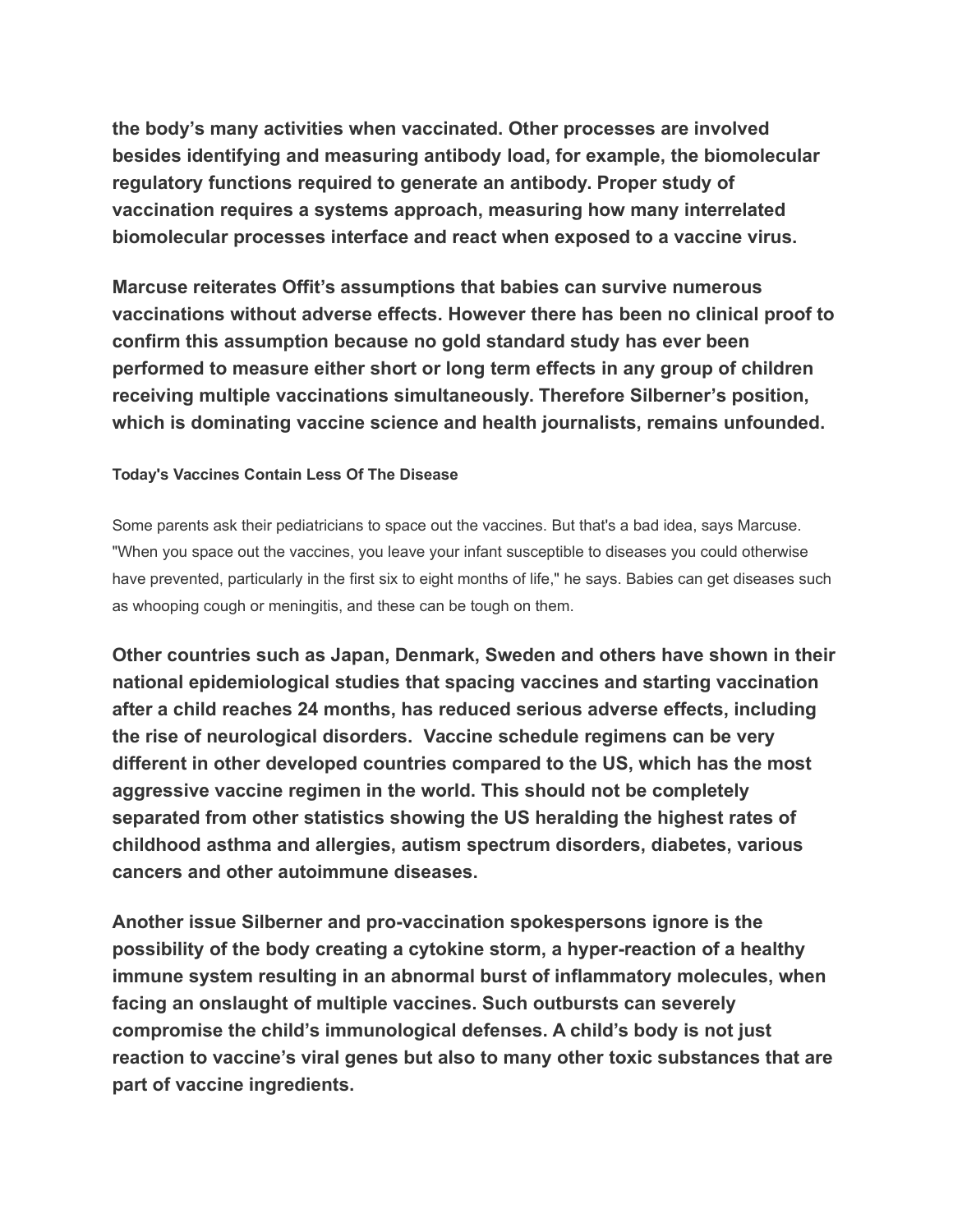**the body's many activities when vaccinated. Other processes are involved besides identifying and measuring antibody load, for example, the biomolecular regulatory functions required to generate an antibody. Proper study of vaccination requires a systems approach, measuring how many interrelated biomolecular processes interface and react when exposed to a vaccine virus.**

**Marcuse reiterates Offit's assumptions that babies can survive numerous vaccinations without adverse effects. However there has been no clinical proof to confirm this assumption because no gold standard study has ever been performed to measure either short or long term effects in any group of children receiving multiple vaccinations simultaneously. Therefore Silberner's position, which is dominating vaccine science and health journalists, remains unfounded.**

#### Today's Vaccines Contain Less Of The Disease

Some parents ask their pediatricians to space out the vaccines. But that's a bad idea, says Marcuse. "When you space out the vaccines, you leave your infant susceptible to diseases you could otherwise have prevented, particularly in the first six to eight months of life," he says. Babies can get diseases such as whooping cough or meningitis, and these can be tough on them.

**Other countries such as Japan, Denmark, Sweden and others have shown in their national epidemiological studies that spacing vaccines and starting vaccination after a child reaches 24 months, has reduced serious adverse effects, including the rise of neurological disorders. Vaccine schedule regimens can be very different in other developed countries compared to the US, which has the most aggressive vaccine regimen in the world. This should not be completely separated from other statistics showing the US heralding the highest rates of childhood asthma and allergies, autism spectrum disorders, diabetes, various cancers and other autoimmune diseases.**

**Another issue Silberner and pro-vaccination spokespersons ignore is the possibility of the body creating a cytokine storm, a hyper-reaction of a healthy immune system resulting in an abnormal burst of inflammatory molecules, when facing an onslaught of multiple vaccines. Such outbursts can severely compromise the child's immunological defenses. A child's body is not just reaction to vaccine's viral genes but also to many other toxic substances that are part of vaccine ingredients.**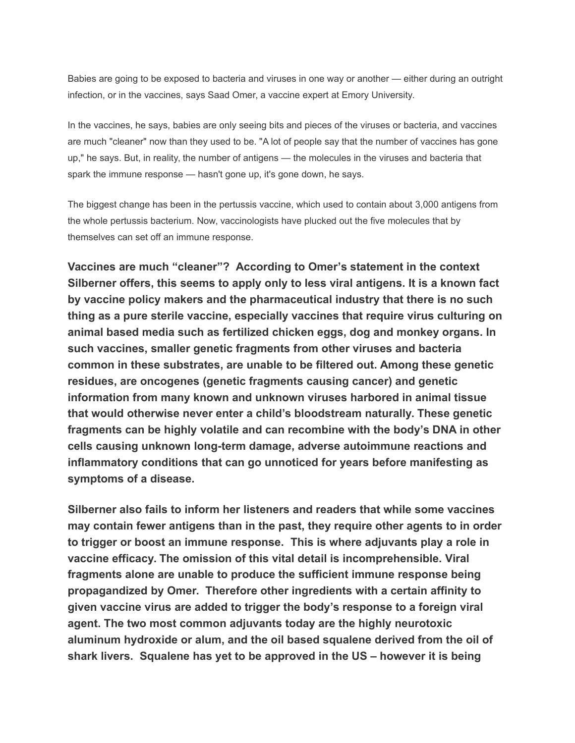Babies are going to be exposed to bacteria and viruses in one way or another — either during an outright infection, or in the vaccines, says Saad Omer, a vaccine expert at Emory University.

In the vaccines, he says, babies are only seeing bits and pieces of the viruses or bacteria, and vaccines are much "cleaner" now than they used to be. "A lot of people say that the number of vaccines has gone up," he says. But, in reality, the number of antigens — the molecules in the viruses and bacteria that spark the immune response — hasn't gone up, it's gone down, he says.

The biggest change has been in the pertussis vaccine, which used to contain about 3,000 antigens from the whole pertussis bacterium. Now, vaccinologists have plucked out the five molecules that by themselves can set off an immune response.

**Vaccines are much "cleaner"? According to Omer's statement in the context Silberner offers, this seems to apply only to less viral antigens. It is a known fact by vaccine policy makers and the pharmaceutical industry that there is no such thing as a pure sterile vaccine, especially vaccines that require virus culturing on animal based media such as fertilized chicken eggs, dog and monkey organs. In such vaccines, smaller genetic fragments from other viruses and bacteria common in these substrates, are unable to be filtered out. Among these genetic residues, are oncogenes (genetic fragments causing cancer) and genetic information from many known and unknown viruses harbored in animal tissue that would otherwise never enter a child's bloodstream naturally. These genetic fragments can be highly volatile and can recombine with the body's DNA in other cells causing unknown long-term damage, adverse autoimmune reactions and inflammatory conditions that can go unnoticed for years before manifesting as symptoms of a disease.**

**Silberner also fails to inform her listeners and readers that while some vaccines may contain fewer antigens than in the past, they require other agents to in order to trigger or boost an immune response. This is where adjuvants play a role in vaccine efficacy. The omission of this vital detail is incomprehensible. Viral fragments alone are unable to produce the sufficient immune response being propagandized by Omer. Therefore other ingredients with a certain affinity to given vaccine virus are added to trigger the body's response to a foreign viral agent. The two most common adjuvants today are the highly neurotoxic aluminum hydroxide or alum, and the oil based squalene derived from the oil of shark livers. Squalene has yet to be approved in the US – however it is being**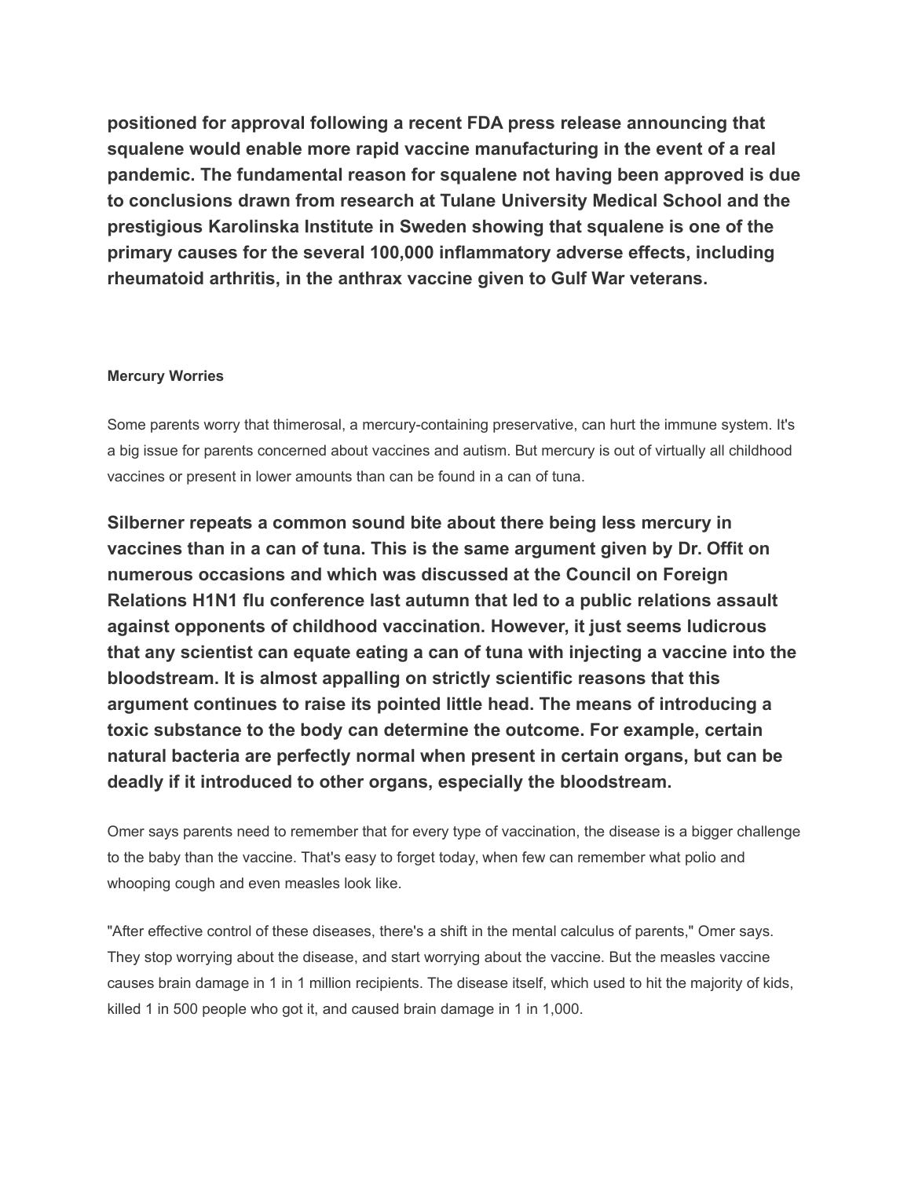**positioned for approval following a recent FDA press release announcing that squalene would enable more rapid vaccine manufacturing in the event of a real pandemic. The fundamental reason for squalene not having been approved is due to conclusions drawn from research at Tulane University Medical School and the prestigious Karolinska Institute in Sweden showing that squalene is one of the primary causes for the several 100,000 inflammatory adverse effects, including rheumatoid arthritis, in the anthrax vaccine given to Gulf War veterans.**

**Mercury Worries**

Some parents worry that thimerosal, a mercury-containing preservative, can hurt the immune system. It's a big issue for parents concerned about vaccines and autism. But mercury is out of virtually all childhood vaccines or present in lower amounts than can be found in a can of tuna.

**Silberner repeats a common sound bite about there being less mercury in vaccines than in a can of tuna. This is the same argument given by Dr. Offit on numerous occasions and which was discussed at the Council on Foreign Relations H1N1 flu conference last autumn that led to a public relations assault against opponents of childhood vaccination. However, it just seems ludicrous that any scientist can equate eating a can of tuna with injecting a vaccine into the bloodstream. It is almost appalling on strictly scientific reasons that this argument continues to raise its pointed little head. The means of introducing a toxic substance to the body can determine the outcome. For example, certain natural bacteria are perfectly normal when present in certain organs, but can be deadly if it introduced to other organs, especially the bloodstream.**

Omer says parents need to remember that for every type of vaccination, the disease is a bigger challenge to the baby than the vaccine. That's easy to forget today, when few can remember what polio and whooping cough and even measles look like.

"After effective control of these diseases, there's a shift in the mental calculus of parents," Omer says. They stop worrying about the disease, and start worrying about the vaccine. But the measles vaccine causes brain damage in 1 in 1 million recipients. The disease itself, which used to hit the majority of kids, killed 1 in 500 people who got it, and caused brain damage in 1 in 1,000.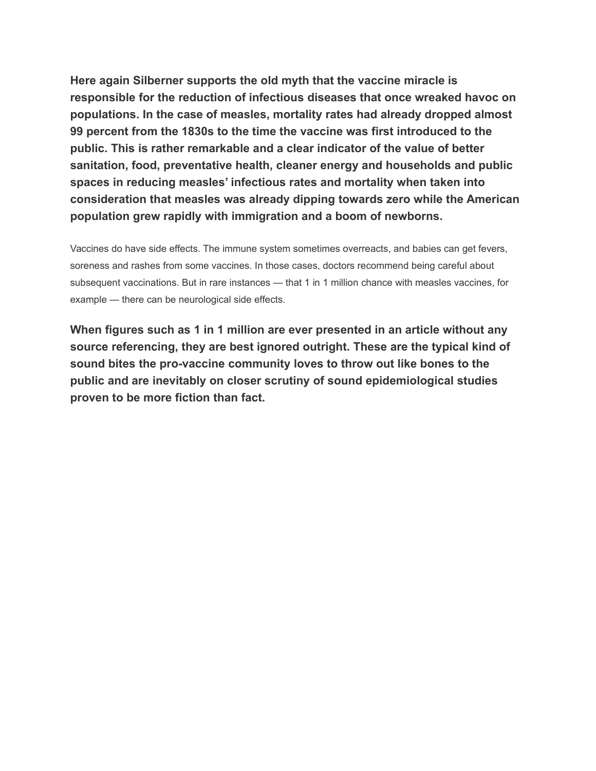**Here again Silberner supports the old myth that the vaccine miracle is responsible for the reduction of infectious diseases that once wreaked havoc on populations. In the case of measles, mortality rates had already dropped almost 99 percent from the 1830s to the time the vaccine was first introduced to the public. This is rather remarkable and a clear indicator of the value of better sanitation, food, preventative health, cleaner energy and households and public spaces in reducing measles' infectious rates and mortality when taken into consideration that measles was already dipping towards zero while the American population grew rapidly with immigration and a boom of newborns.**

Vaccines do have side effects. The immune system sometimes overreacts, and babies can get fevers, soreness and rashes from some vaccines. In those cases, doctors recommend being careful about subsequent vaccinations. But in rare instances — that 1 in 1 million chance with measles vaccines, for example — there can be neurological side effects.

**When figures such as 1 in 1 million are ever presented in an article without any source referencing, they are best ignored outright. These are the typical kind of sound bites the pro-vaccine community loves to throw out like bones to the public and are inevitably on closer scrutiny of sound epidemiological studies proven to be more fiction than fact.**